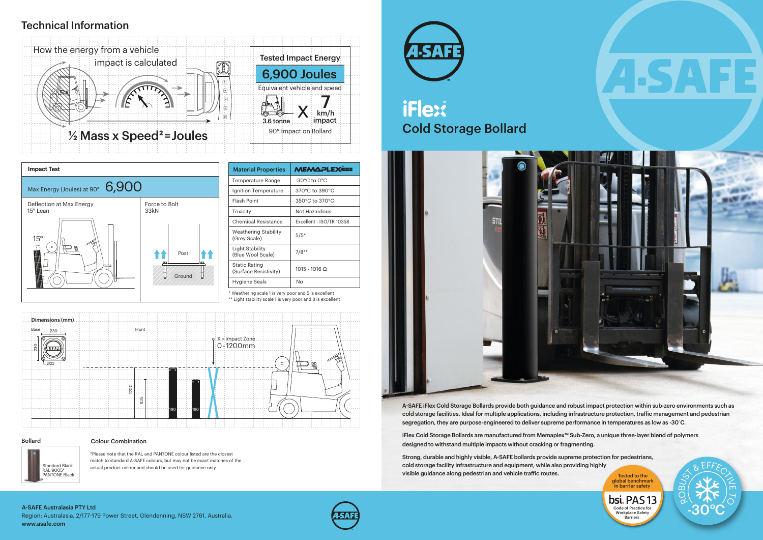## Technical Information

How the energy from a vehicle impact is calculated

½ Mass x Speed² = Joules

| Tested Impact Energy |
|---|
| 6,900 Joules |
| Equivalent vehicle and speed |
| 3.6 tonne X 7 km/h impact |
| 90° Impact on Bollard |

### Impact Test

| Impact Test | |
|---|---|
| Max Energy (Joules) at 90° 6,900 | |
| Deflection at Max Energy 15° Lean | Force to Bolt 33kN |

| Material Properties | MEMAPLEX |
|---|---|
| Temperature Range | -30°C to 0°C |
| Ignition Temperature | 370°C to 390°C |
| Flash Point | 350°C to 370°C |
| Toxicity | Not Hazardous |
| Chemical Resistance | Excellent - ISO/TR 10358 |
| Weathering Stability (Grey Scale) | 5/5* |
| Light Stability (Blue Wool Scale) | 7/8** |
| Static Rating (Surface Resistivity) | 1015 - 1016 Ω |
| Hygiene Seals | No |

\* Weathering scale 1 is very poor and 5 is excellent
\** Light stability scale 1 is very poor and 8 is excellent

### Dimensions (mm)

Base: 230 x 230, Ø22

Front: 1200, 835, 190, 190

X = Impact Zone 0 - 1200mm

### Bollard

Standard Black
RAL 9005*
PANTONE Black

### Colour Combination

*Please note that the RAL and PANTONE colour listed are the closest match to standard A-SAFE colours, but may not be exact matches of the actual product colour and should be used for guidance only.

# A-SAFE

# iFlex™ Cold Storage Bollard

A-SAFE iFlex Cold Storage Bollards provide both guidance and robust impact protection within sub-zero environments such as cold storage facilities. Ideal for multiple applications, including infrastructure protection, traffic management and pedestrian segregation, they are purpose-engineered to deliver supreme performance in temperatures as low as -30˚C.

iFlex Cold Storage Bollards are manufactured from Memaplex™ Sub-Zero, a unique three-layer blend of polymers designed to withstand multiple impacts without cracking or fragmenting.

Strong, durable and highly visible, A-SAFE bollards provide supreme protection for pedestrians, cold storage facility infrastructure and equipment, while also providing highly visible guidance along pedestrian and vehicle traffic routes.

Tested to the global benchmark in barrier safety — bsi. PAS 13 Code of Practice for Workplace Safety Barriers

Robust & Effective to -30°C

**A-SAFE Australasia PTY Ltd**
Region: Australasia, 2/177-179 Power Street, Glendenning, NSW 2761, Australia.
**www.asafe.com**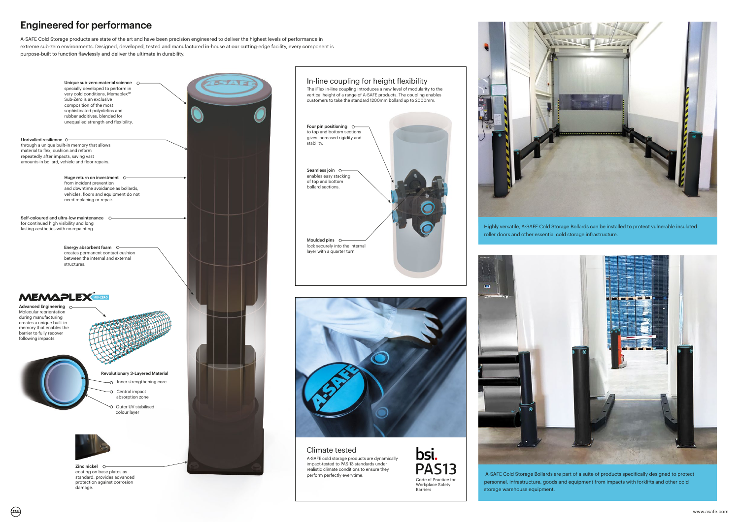# Engineered for performance

A-SAFE Cold Storage products are state of the art and have been precision engineered to deliver the highest levels of performance in extreme sub-zero environments. Designed, developed, tested and manufactured in-house at our cutting-edge facility, every component is purpose-built to function flawlessly and deliver the ultimate in durability.

**Unique sub-zero material science**
specially developed to perform in very cold conditions, Memaplex™ Sub-Zero is an exclusive composition of the most sophisticated polyolefins and rubber additives, blended for unequalled strength and flexibility.

**Unrivalled resilience**
through a unique built-in memory that allows material to flex, cushion and reform repeatedly after impacts, saving vast amounts in bollard, vehicle and floor repairs.

**Huge return on investment**
from incident prevention and downtime avoidance as bollards, vehicles, floors and equipment do not need replacing or repair.

**Self-coloured and ultra-low maintenance**
for continued high visibility and long lasting aesthetics with no repainting.

**Energy absorbent foam**
creates permanent contact cushion between the internal and external structures.

MEMAPLEX™ SUB-ZERO

**Advanced Engineering**
Molecular reorientation during manufacturing creates a unique built-in memory that enables the barrier to fully recover following impacts.

**Revolutionary 3-Layered Material**

- Inner strengthening core
- Central impact absorption zone
- Outer UV stabilised colour layer

**Zinc nickel**
coating on base plates as standard, provides advanced protection against corrosion damage.

## In-line coupling for height flexibility

The iFlex in-line coupling introduces a new level of modularity to the vertical height of a range of A-SAFE products. The coupling enables customers to take the standard 1200mm bollard up to 2000mm.

**Four pin positioning**
to top and bottom sections gives increased rigidity and stability.

**Seamless join**
enables easy stacking of top and bottom bollard sections.

**Moulded pins**
lock securely into the internal layer with a quarter turn.

## Climate tested

A-SAFE cold storage products are dynamically impact-tested to PAS 13 standards under realistic climate conditions to ensure they perform perfectly everytime.

bsi. PAS13
Code of Practice for Workplace Safety Barriers

Highly versatile, A-SAFE Cold Storage Bollards can be installed to protect vulnerable insulated roller doors and other essential cold storage infrastructure.

A-SAFE Cold Storage Bollards are part of a suite of products specifically designed to protect personnel, infrastructure, goods and equipment from impacts with forklifts and other cold storage warehouse equipment.

www.asafe.com